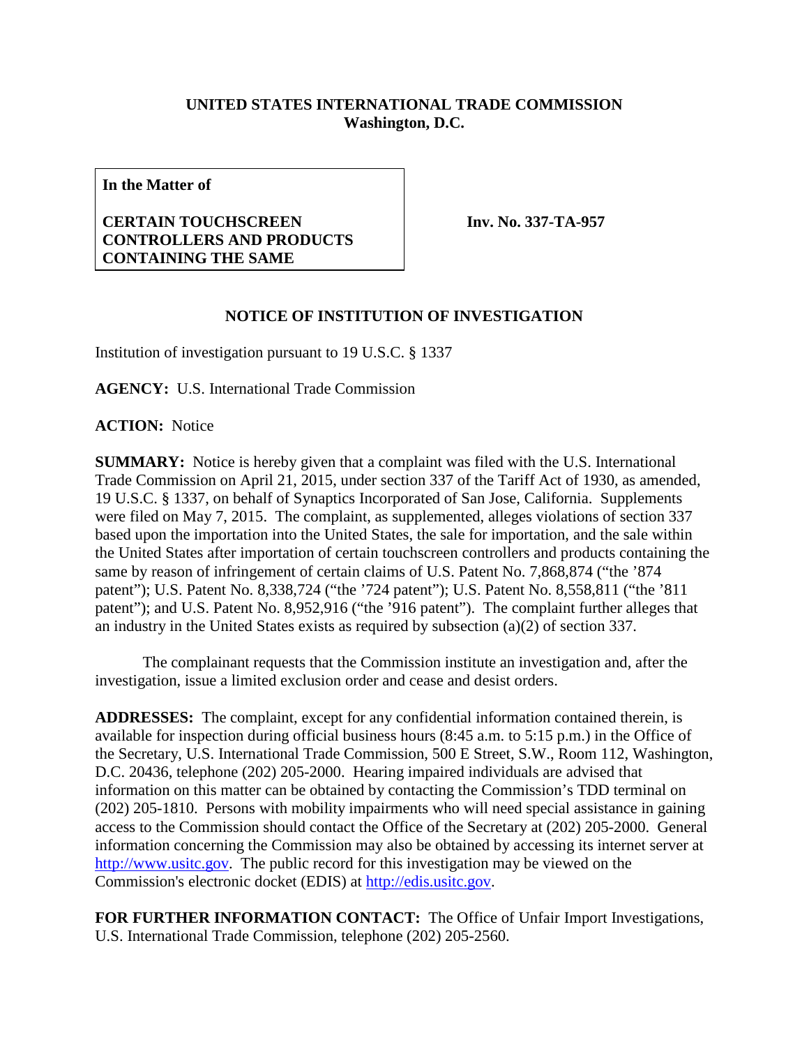**UNITED STATES INTERNATIONAL TRADE COMMISSION**
**Washington, D.C.**

| **In the Matter of** <br><br> **CERTAIN TOUCHSCREEN CONTROLLERS AND PRODUCTS CONTAINING THE SAME** | **Inv. No. 337-TA-957** |
|---|---|

## NOTICE OF INSTITUTION OF INVESTIGATION

Institution of investigation pursuant to 19 U.S.C. § 1337

**AGENCY:** U.S. International Trade Commission

**ACTION:** Notice

**SUMMARY:** Notice is hereby given that a complaint was filed with the U.S. International Trade Commission on April 21, 2015, under section 337 of the Tariff Act of 1930, as amended, 19 U.S.C. § 1337, on behalf of Synaptics Incorporated of San Jose, California. Supplements were filed on May 7, 2015. The complaint, as supplemented, alleges violations of section 337 based upon the importation into the United States, the sale for importation, and the sale within the United States after importation of certain touchscreen controllers and products containing the same by reason of infringement of certain claims of U.S. Patent No. 7,868,874 ("the '874 patent"); U.S. Patent No. 8,338,724 ("the '724 patent"); U.S. Patent No. 8,558,811 ("the '811 patent"); and U.S. Patent No. 8,952,916 ("the '916 patent"). The complaint further alleges that an industry in the United States exists as required by subsection (a)(2) of section 337.

The complainant requests that the Commission institute an investigation and, after the investigation, issue a limited exclusion order and cease and desist orders.

**ADDRESSES:** The complaint, except for any confidential information contained therein, is available for inspection during official business hours (8:45 a.m. to 5:15 p.m.) in the Office of the Secretary, U.S. International Trade Commission, 500 E Street, S.W., Room 112, Washington, D.C. 20436, telephone (202) 205-2000. Hearing impaired individuals are advised that information on this matter can be obtained by contacting the Commission's TDD terminal on (202) 205-1810. Persons with mobility impairments who will need special assistance in gaining access to the Commission should contact the Office of the Secretary at (202) 205-2000. General information concerning the Commission may also be obtained by accessing its internet server at http://www.usitc.gov. The public record for this investigation may be viewed on the Commission's electronic docket (EDIS) at http://edis.usitc.gov.

**FOR FURTHER INFORMATION CONTACT:** The Office of Unfair Import Investigations, U.S. International Trade Commission, telephone (202) 205-2560.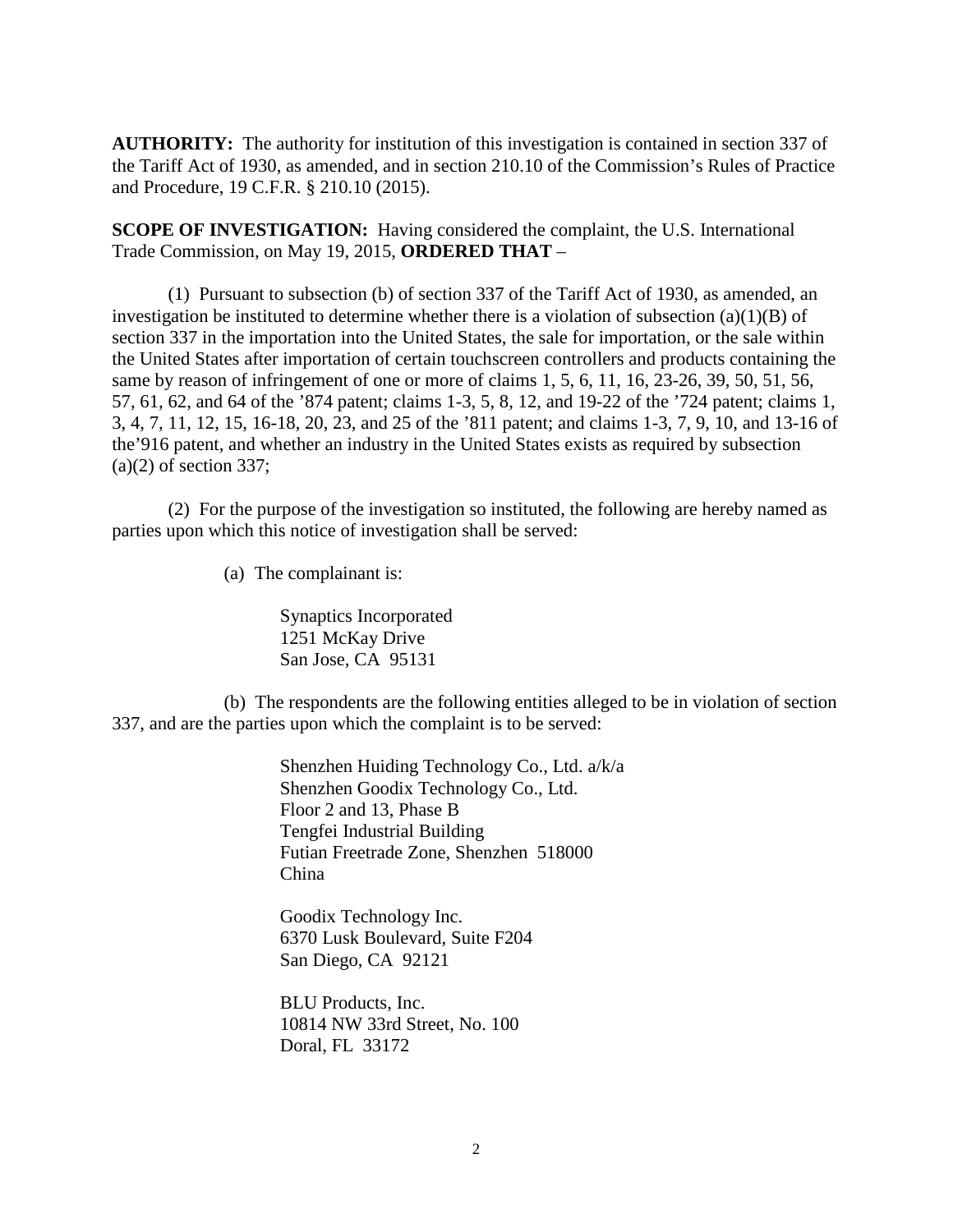**AUTHORITY:** The authority for institution of this investigation is contained in section 337 of the Tariff Act of 1930, as amended, and in section 210.10 of the Commission's Rules of Practice and Procedure, 19 C.F.R. § 210.10 (2015).

**SCOPE OF INVESTIGATION:** Having considered the complaint, the U.S. International Trade Commission, on May 19, 2015, **ORDERED THAT** –

(1) Pursuant to subsection (b) of section 337 of the Tariff Act of 1930, as amended, an investigation be instituted to determine whether there is a violation of subsection (a)(1)(B) of section 337 in the importation into the United States, the sale for importation, or the sale within the United States after importation of certain touchscreen controllers and products containing the same by reason of infringement of one or more of claims 1, 5, 6, 11, 16, 23-26, 39, 50, 51, 56, 57, 61, 62, and 64 of the '874 patent; claims 1-3, 5, 8, 12, and 19-22 of the '724 patent; claims 1, 3, 4, 7, 11, 12, 15, 16-18, 20, 23, and 25 of the '811 patent; and claims 1-3, 7, 9, 10, and 13-16 of the'916 patent, and whether an industry in the United States exists as required by subsection (a)(2) of section 337;

(2) For the purpose of the investigation so instituted, the following are hereby named as parties upon which this notice of investigation shall be served:

(a) The complainant is:

Synaptics Incorporated
1251 McKay Drive
San Jose, CA 95131

(b) The respondents are the following entities alleged to be in violation of section 337, and are the parties upon which the complaint is to be served:

Shenzhen Huiding Technology Co., Ltd. a/k/a
Shenzhen Goodix Technology Co., Ltd.
Floor 2 and 13, Phase B
Tengfei Industrial Building
Futian Freetrade Zone, Shenzhen 518000
China

Goodix Technology Inc.
6370 Lusk Boulevard, Suite F204
San Diego, CA 92121

BLU Products, Inc.
10814 NW 33rd Street, No. 100
Doral, FL 33172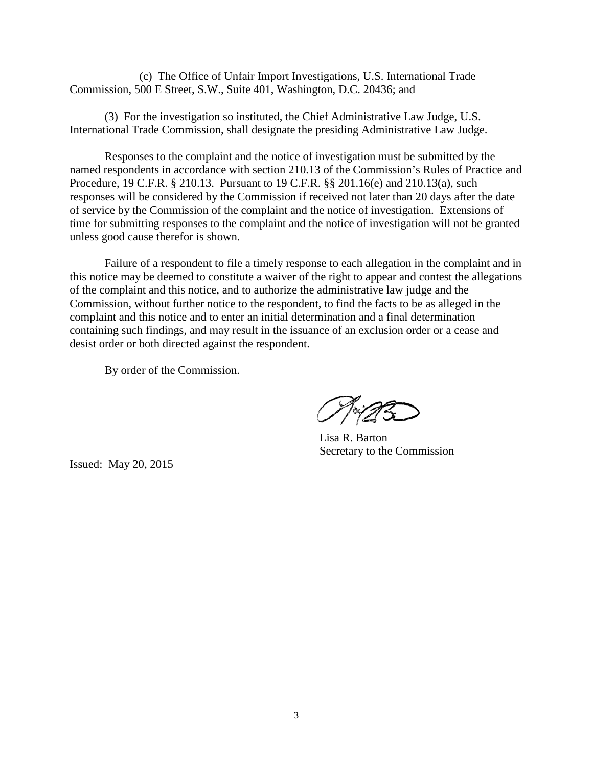(c) The Office of Unfair Import Investigations, U.S. International Trade Commission, 500 E Street, S.W., Suite 401, Washington, D.C. 20436; and

(3) For the investigation so instituted, the Chief Administrative Law Judge, U.S. International Trade Commission, shall designate the presiding Administrative Law Judge.

Responses to the complaint and the notice of investigation must be submitted by the named respondents in accordance with section 210.13 of the Commission's Rules of Practice and Procedure, 19 C.F.R. § 210.13. Pursuant to 19 C.F.R. §§ 201.16(e) and 210.13(a), such responses will be considered by the Commission if received not later than 20 days after the date of service by the Commission of the complaint and the notice of investigation. Extensions of time for submitting responses to the complaint and the notice of investigation will not be granted unless good cause therefor is shown.

Failure of a respondent to file a timely response to each allegation in the complaint and in this notice may be deemed to constitute a waiver of the right to appear and contest the allegations of the complaint and this notice, and to authorize the administrative law judge and the Commission, without further notice to the respondent, to find the facts to be as alleged in the complaint and this notice and to enter an initial determination and a final determination containing such findings, and may result in the issuance of an exclusion order or a cease and desist order or both directed against the respondent.

By order of the Commission.

Lisa R. Barton
Secretary to the Commission

Issued: May 20, 2015